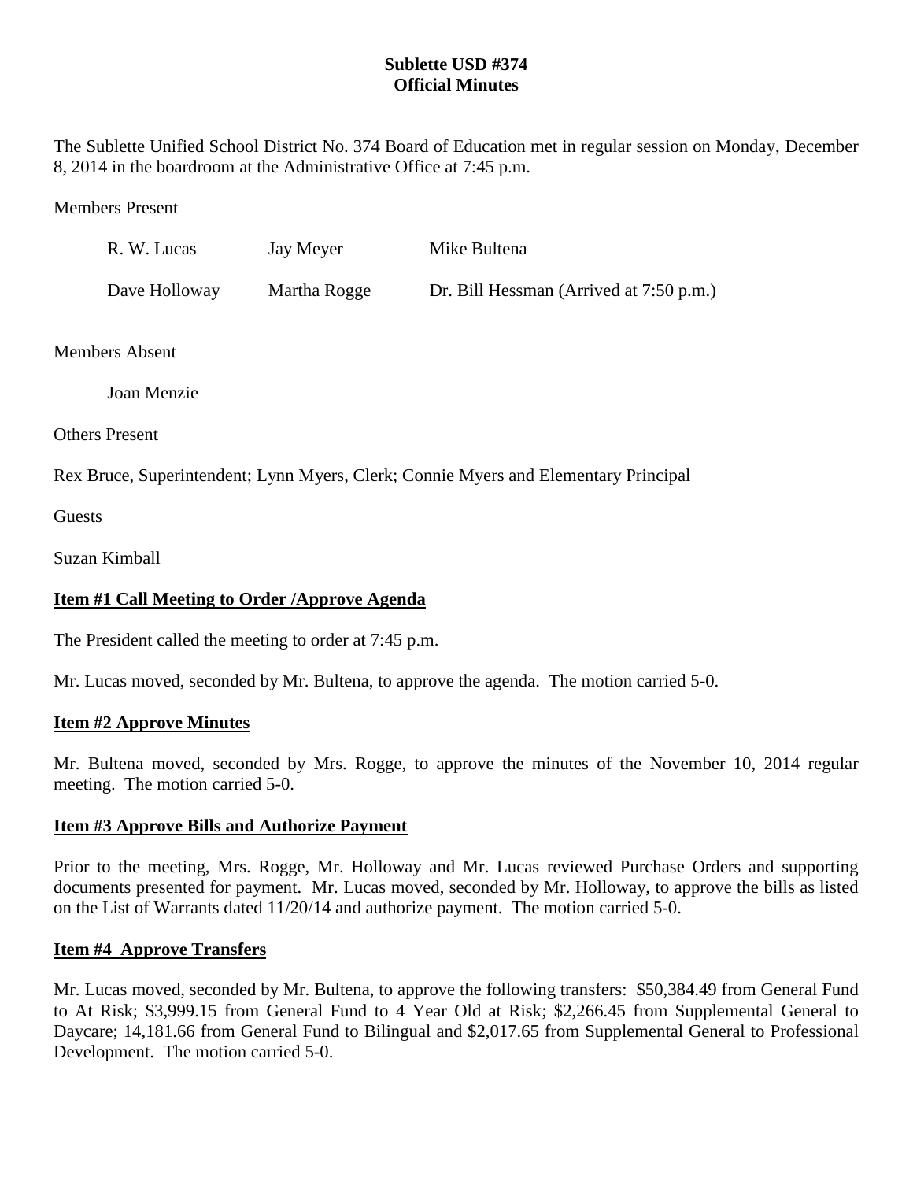# Sublette USD #374
# Official Minutes

The Sublette Unified School District No. 374 Board of Education met in regular session on Monday, December 8, 2014 in the boardroom at the Administrative Office at 7:45 p.m.

Members Present

| | | |
|---|---|---|
| R. W. Lucas | Jay Meyer | Mike Bultena |
| Dave Holloway | Martha Rogge | Dr. Bill Hessman (Arrived at 7:50 p.m.) |

Members Absent

Joan Menzie

Others Present

Rex Bruce, Superintendent; Lynn Myers, Clerk; Connie Myers and Elementary Principal

Guests

Suzan Kimball

**<u>Item #1 Call Meeting to Order /Approve Agenda</u>**

The President called the meeting to order at 7:45 p.m.

Mr. Lucas moved, seconded by Mr. Bultena, to approve the agenda. The motion carried 5-0.

**<u>Item #2 Approve Minutes</u>**

Mr. Bultena moved, seconded by Mrs. Rogge, to approve the minutes of the November 10, 2014 regular meeting. The motion carried 5-0.

**<u>Item #3 Approve Bills and Authorize Payment</u>**

Prior to the meeting, Mrs. Rogge, Mr. Holloway and Mr. Lucas reviewed Purchase Orders and supporting documents presented for payment. Mr. Lucas moved, seconded by Mr. Holloway, to approve the bills as listed on the List of Warrants dated 11/20/14 and authorize payment. The motion carried 5-0.

**<u>Item #4 Approve Transfers</u>**

Mr. Lucas moved, seconded by Mr. Bultena, to approve the following transfers: $50,384.49 from General Fund to At Risk; $3,999.15 from General Fund to 4 Year Old at Risk; $2,266.45 from Supplemental General to Daycare; 14,181.66 from General Fund to Bilingual and $2,017.65 from Supplemental General to Professional Development. The motion carried 5-0.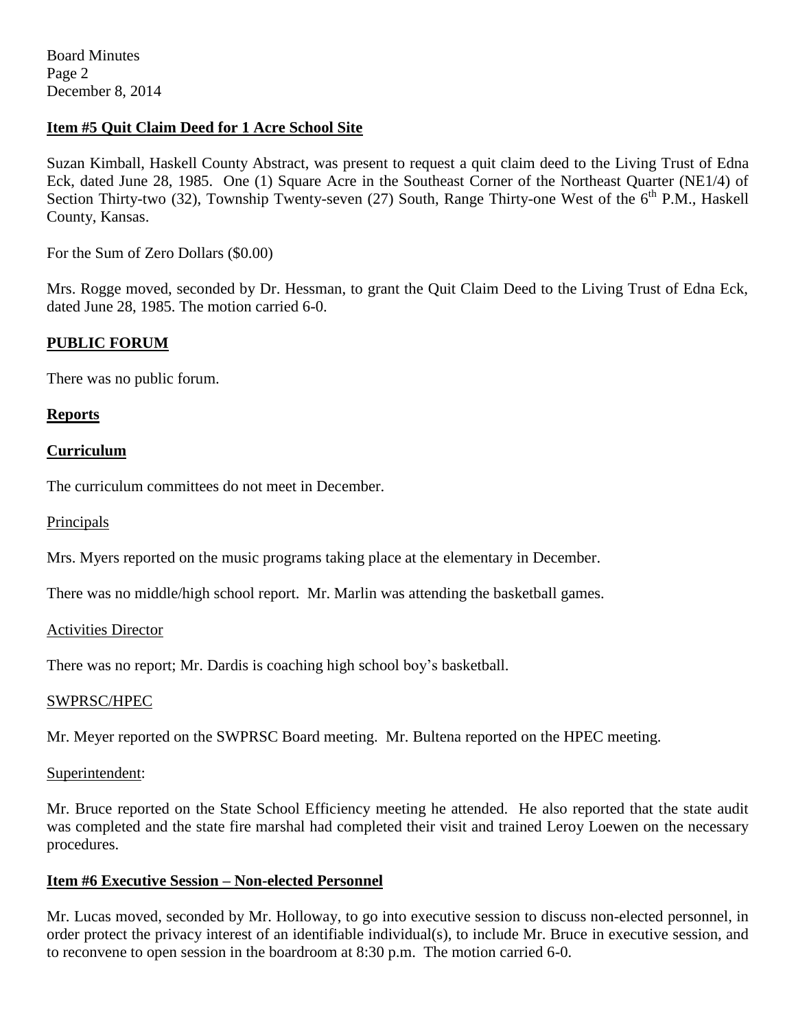**Item #5 Quit Claim Deed for 1 Acre School Site**

Suzan Kimball, Haskell County Abstract, was present to request a quit claim deed to the Living Trust of Edna Eck, dated June 28, 1985. One (1) Square Acre in the Southeast Corner of the Northeast Quarter (NE1/4) of Section Thirty-two (32), Township Twenty-seven (27) South, Range Thirty-one West of the 6th P.M., Haskell County, Kansas.

For the Sum of Zero Dollars ($0.00)

Mrs. Rogge moved, seconded by Dr. Hessman, to grant the Quit Claim Deed to the Living Trust of Edna Eck, dated June 28, 1985. The motion carried 6-0.

**PUBLIC FORUM**

There was no public forum.

**Reports**

**Curriculum**

The curriculum committees do not meet in December.

Principals

Mrs. Myers reported on the music programs taking place at the elementary in December.

There was no middle/high school report. Mr. Marlin was attending the basketball games.

Activities Director

There was no report; Mr. Dardis is coaching high school boy's basketball.

SWPRSC/HPEC

Mr. Meyer reported on the SWPRSC Board meeting. Mr. Bultena reported on the HPEC meeting.

Superintendent:

Mr. Bruce reported on the State School Efficiency meeting he attended. He also reported that the state audit was completed and the state fire marshal had completed their visit and trained Leroy Loewen on the necessary procedures.

**Item #6 Executive Session – Non-elected Personnel**

Mr. Lucas moved, seconded by Mr. Holloway, to go into executive session to discuss non-elected personnel, in order protect the privacy interest of an identifiable individual(s), to include Mr. Bruce in executive session, and to reconvene to open session in the boardroom at 8:30 p.m. The motion carried 6-0.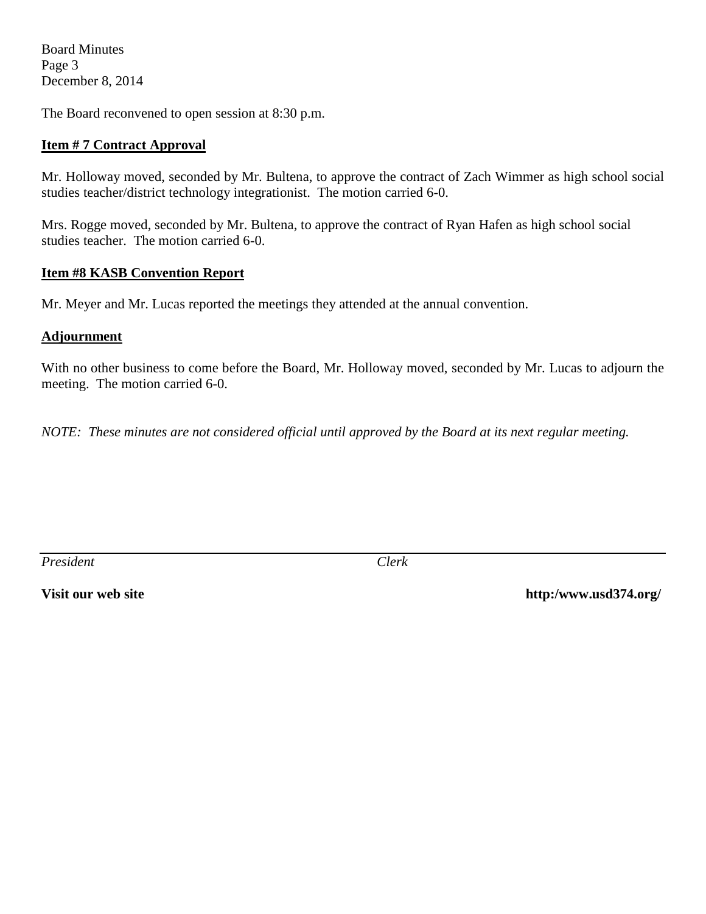The Board reconvened to open session at 8:30 p.m.

**Item # 7 Contract Approval**

Mr. Holloway moved, seconded by Mr. Bultena, to approve the contract of Zach Wimmer as high school social studies teacher/district technology integrationist. The motion carried 6-0.

Mrs. Rogge moved, seconded by Mr. Bultena, to approve the contract of Ryan Hafen as high school social studies teacher. The motion carried 6-0.

**Item #8 KASB Convention Report**

Mr. Meyer and Mr. Lucas reported the meetings they attended at the annual convention.

**Adjournment**

With no other business to come before the Board, Mr. Holloway moved, seconded by Mr. Lucas to adjourn the meeting. The motion carried 6-0.

*NOTE: These minutes are not considered official until approved by the Board at its next regular meeting.*

*President* *Clerk*

**Visit our web site** **http:/www.usd374.org/**